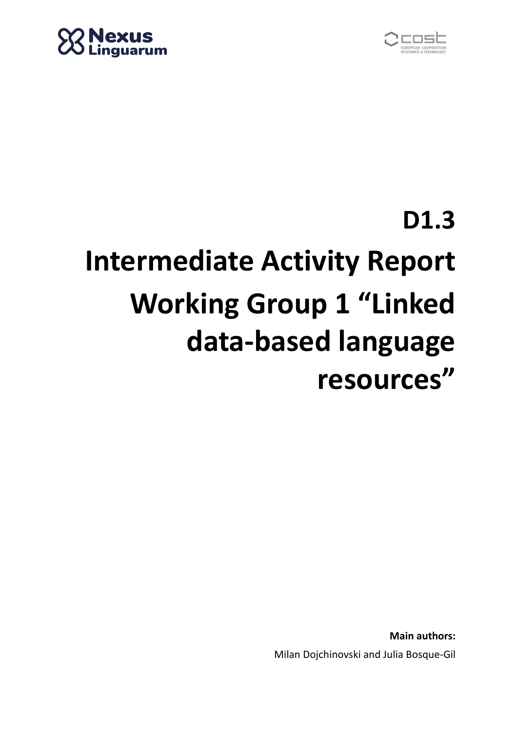# D1.3

# Intermediate Activity Report

# Working Group 1 “Linked data-based language resources”

**Main authors:**

Milan Dojchinovski and Julia Bosque-Gil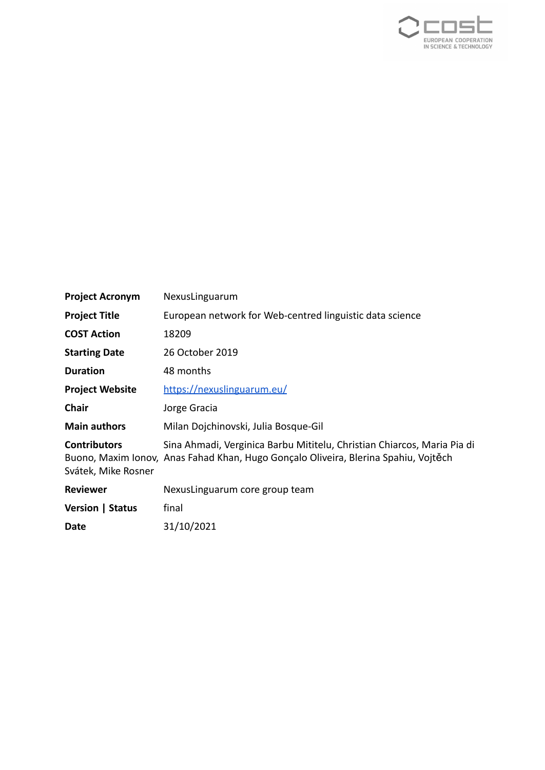| | |
|---|---|
| **Project Acronym** | NexusLinguarum |
| **Project Title** | European network for Web-centred linguistic data science |
| **COST Action** | 18209 |
| **Starting Date** | 26 October 2019 |
| **Duration** | 48 months |
| **Project Website** | [https://nexuslinguarum.eu/](https://nexuslinguarum.eu/) |
| **Chair** | Jorge Gracia |
| **Main authors** | Milan Dojchinovski, Julia Bosque-Gil |
| **Contributors** | Sina Ahmadi, Verginica Barbu Mititelu, Christian Chiarcos, Maria Pia di Buono, Maxim Ionov, Anas Fahad Khan, Hugo Gonçalo Oliveira, Blerina Spahiu, Vojtěch Svátek, Mike Rosner |
| **Reviewer** | NexusLinguarum core group team |
| **Version \| Status** | final |
| **Date** | 31/10/2021 |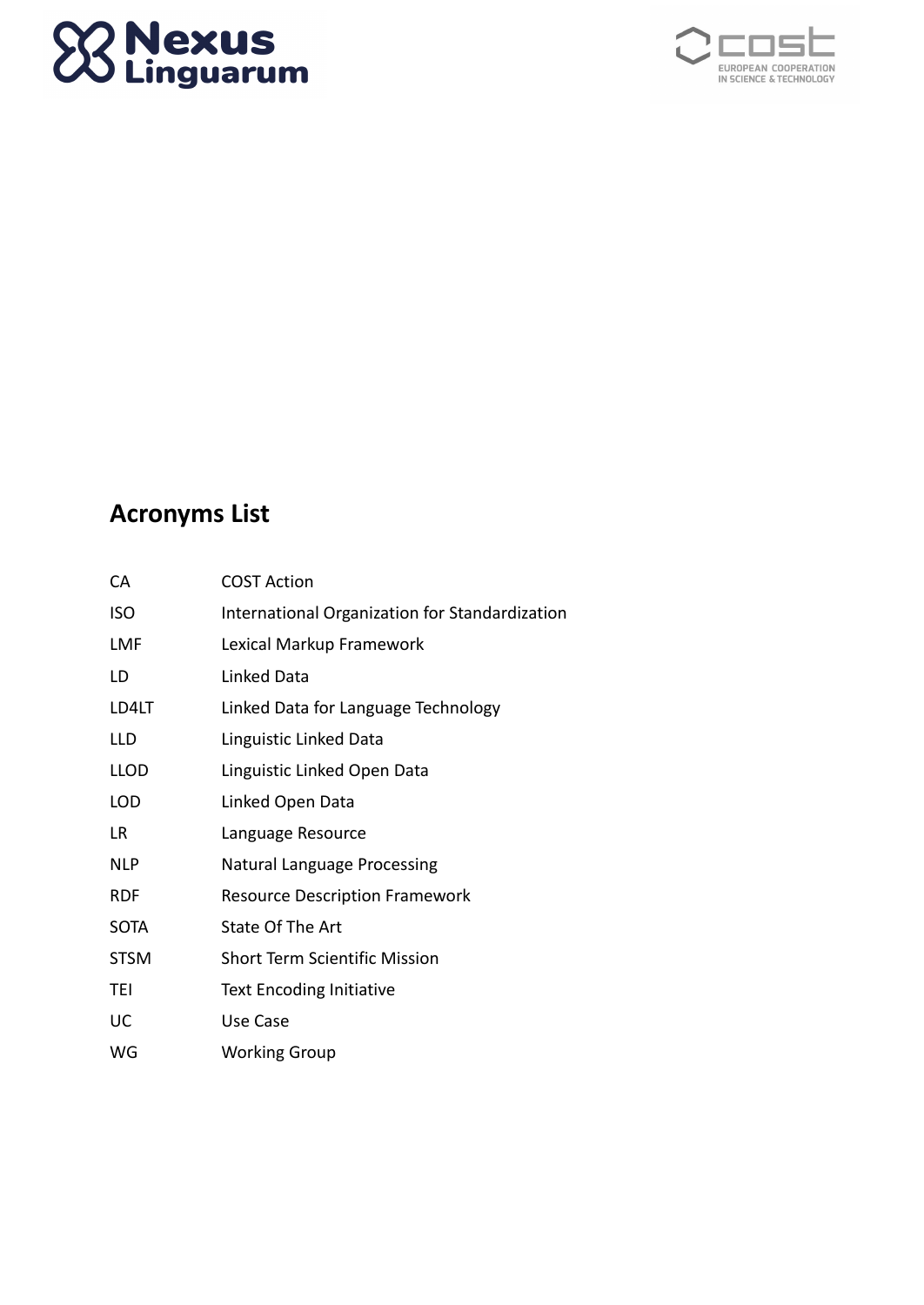## Acronyms List

| | |
|---|---|
| CA | COST Action |
| ISO | International Organization for Standardization |
| LMF | Lexical Markup Framework |
| LD | Linked Data |
| LD4LT | Linked Data for Language Technology |
| LLD | Linguistic Linked Data |
| LLOD | Linguistic Linked Open Data |
| LOD | Linked Open Data |
| LR | Language Resource |
| NLP | Natural Language Processing |
| RDF | Resource Description Framework |
| SOTA | State Of The Art |
| STSM | Short Term Scientific Mission |
| TEI | Text Encoding Initiative |
| UC | Use Case |
| WG | Working Group |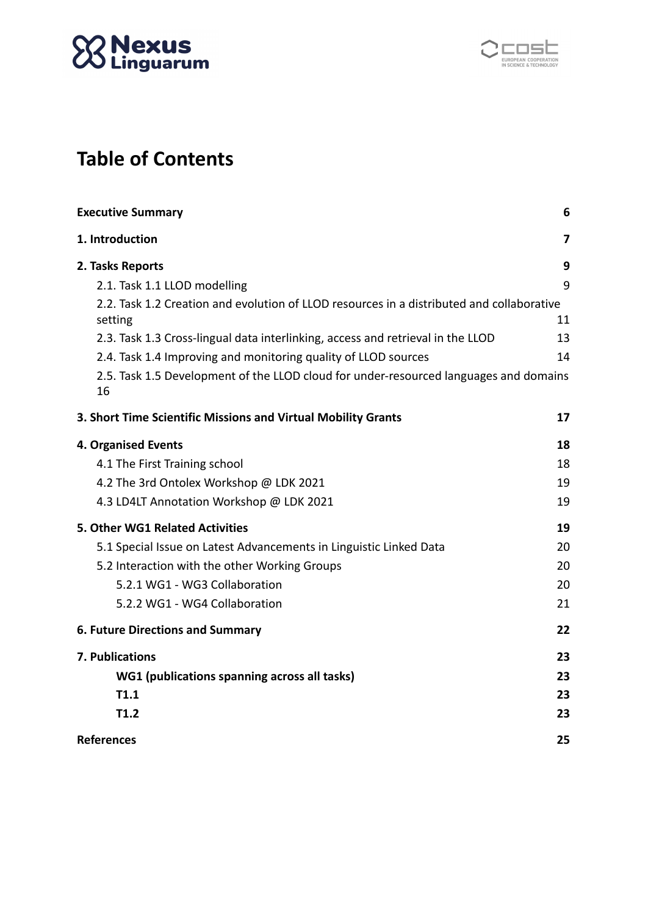# Table of Contents

| | |
|---|---|
| **Executive Summary** | **6** |
| **1. Introduction** | **7** |
| **2. Tasks Reports** | **9** |
| 2.1. Task 1.1 LLOD modelling | 9 |
| 2.2. Task 1.2 Creation and evolution of LLOD resources in a distributed and collaborative setting | 11 |
| 2.3. Task 1.3 Cross-lingual data interlinking, access and retrieval in the LLOD | 13 |
| 2.4. Task 1.4 Improving and monitoring quality of LLOD sources | 14 |
| 2.5. Task 1.5 Development of the LLOD cloud for under-resourced languages and domains | 16 |
| **3. Short Time Scientific Missions and Virtual Mobility Grants** | **17** |
| **4. Organised Events** | **18** |
| 4.1 The First Training school | 18 |
| 4.2 The 3rd Ontolex Workshop @ LDK 2021 | 19 |
| 4.3 LD4LT Annotation Workshop @ LDK 2021 | 19 |
| **5. Other WG1 Related Activities** | **19** |
| 5.1 Special Issue on Latest Advancements in Linguistic Linked Data | 20 |
| 5.2 Interaction with the other Working Groups | 20 |
| 5.2.1 WG1 - WG3 Collaboration | 20 |
| 5.2.2 WG1 - WG4 Collaboration | 21 |
| **6. Future Directions and Summary** | **22** |
| **7. Publications** | **23** |
| **WG1 (publications spanning across all tasks)** | **23** |
| **T1.1** | **23** |
| **T1.2** | **23** |
| **References** | **25** |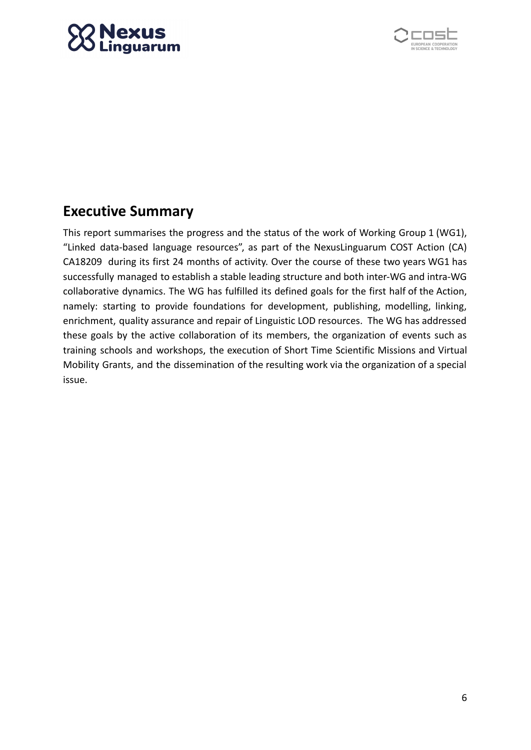## Executive Summary

This report summarises the progress and the status of the work of Working Group 1 (WG1), "Linked data-based language resources", as part of the NexusLinguarum COST Action (CA) CA18209 during its first 24 months of activity. Over the course of these two years WG1 has successfully managed to establish a stable leading structure and both inter-WG and intra-WG collaborative dynamics. The WG has fulfilled its defined goals for the first half of the Action, namely: starting to provide foundations for development, publishing, modelling, linking, enrichment, quality assurance and repair of Linguistic LOD resources. The WG has addressed these goals by the active collaboration of its members, the organization of events such as training schools and workshops, the execution of Short Time Scientific Missions and Virtual Mobility Grants, and the dissemination of the resulting work via the organization of a special issue.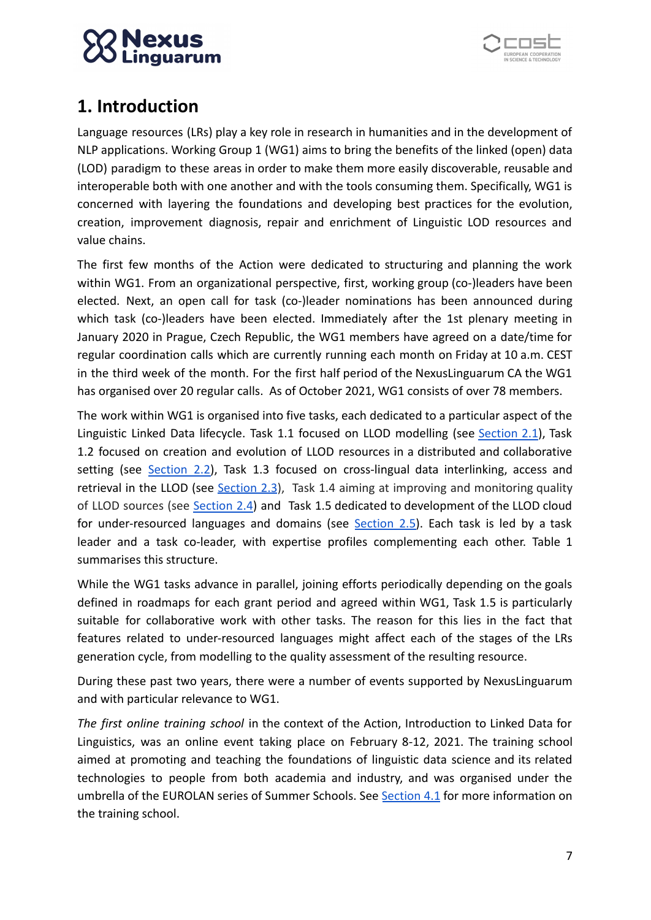# 1. Introduction

Language resources (LRs) play a key role in research in humanities and in the development of NLP applications. Working Group 1 (WG1) aims to bring the benefits of the linked (open) data (LOD) paradigm to these areas in order to make them more easily discoverable, reusable and interoperable both with one another and with the tools consuming them. Specifically, WG1 is concerned with layering the foundations and developing best practices for the evolution, creation, improvement diagnosis, repair and enrichment of Linguistic LOD resources and value chains.

The first few months of the Action were dedicated to structuring and planning the work within WG1. From an organizational perspective, first, working group (co-)leaders have been elected. Next, an open call for task (co-)leader nominations has been announced during which task (co-)leaders have been elected. Immediately after the 1st plenary meeting in January 2020 in Prague, Czech Republic, the WG1 members have agreed on a date/time for regular coordination calls which are currently running each month on Friday at 10 a.m. CEST in the third week of the month. For the first half period of the NexusLinguarum CA the WG1 has organised over 20 regular calls. As of October 2021, WG1 consists of over 78 members.

The work within WG1 is organised into five tasks, each dedicated to a particular aspect of the Linguistic Linked Data lifecycle. Task 1.1 focused on LLOD modelling (see Section 2.1), Task 1.2 focused on creation and evolution of LLOD resources in a distributed and collaborative setting (see Section 2.2), Task 1.3 focused on cross-lingual data interlinking, access and retrieval in the LLOD (see Section 2.3), Task 1.4 aiming at improving and monitoring quality of LLOD sources (see Section 2.4) and Task 1.5 dedicated to development of the LLOD cloud for under-resourced languages and domains (see Section 2.5). Each task is led by a task leader and a task co-leader, with expertise profiles complementing each other. Table 1 summarises this structure.

While the WG1 tasks advance in parallel, joining efforts periodically depending on the goals defined in roadmaps for each grant period and agreed within WG1, Task 1.5 is particularly suitable for collaborative work with other tasks. The reason for this lies in the fact that features related to under-resourced languages might affect each of the stages of the LRs generation cycle, from modelling to the quality assessment of the resulting resource.

During these past two years, there were a number of events supported by NexusLinguarum and with particular relevance to WG1.

*The first online training school* in the context of the Action, Introduction to Linked Data for Linguistics, was an online event taking place on February 8-12, 2021. The training school aimed at promoting and teaching the foundations of linguistic data science and its related technologies to people from both academia and industry, and was organised under the umbrella of the EUROLAN series of Summer Schools. See Section 4.1 for more information on the training school.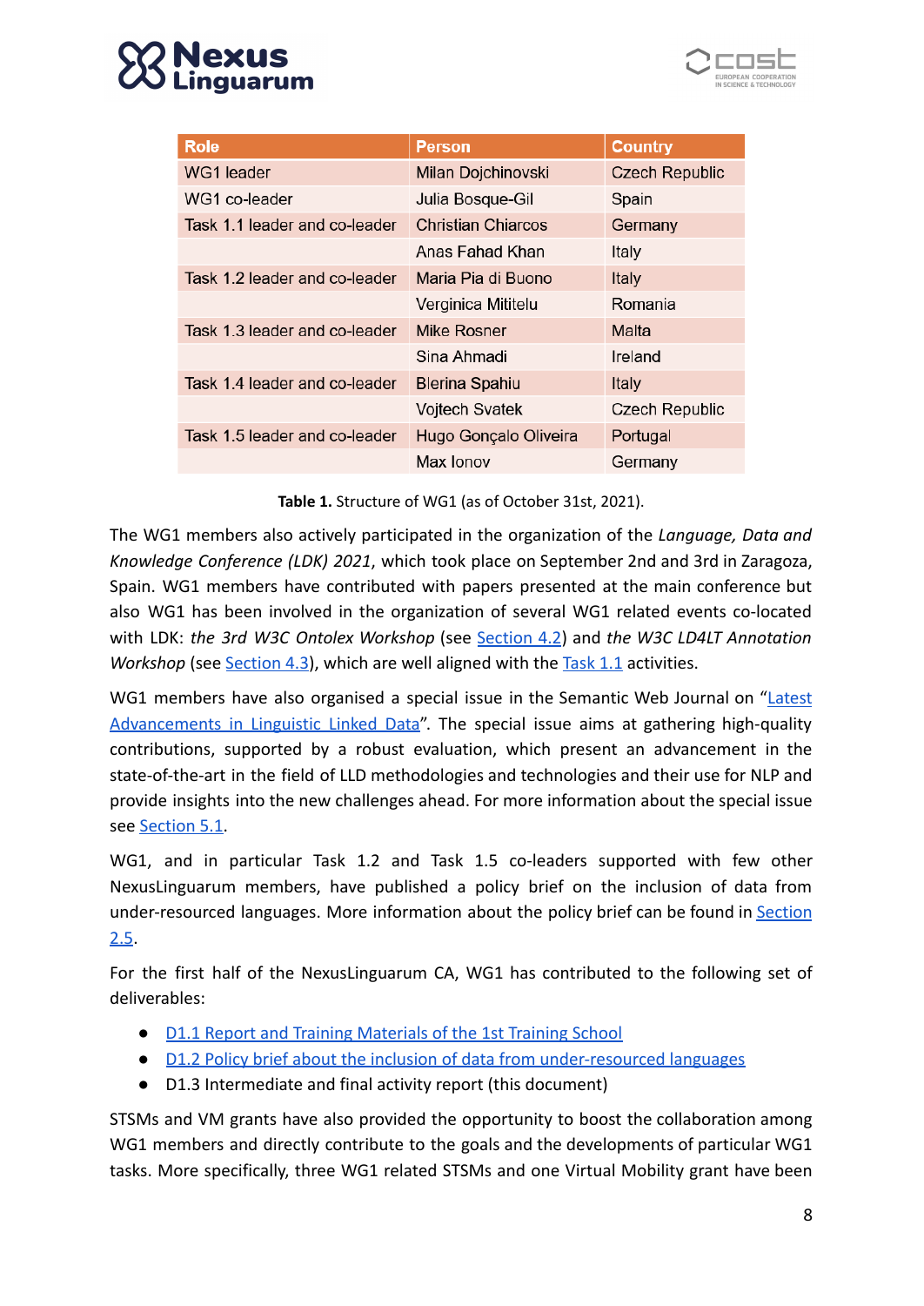| Role | Person | Country |
|---|---|---|
| WG1 leader | Milan Dojchinovski | Czech Republic |
| WG1 co-leader | Julia Bosque-Gil | Spain |
| Task 1.1 leader and co-leader | Christian Chiarcos | Germany |
| | Anas Fahad Khan | Italy |
| Task 1.2 leader and co-leader | Maria Pia di Buono | Italy |
| | Verginica Mititelu | Romania |
| Task 1.3 leader and co-leader | Mike Rosner | Malta |
| | Sina Ahmadi | Ireland |
| Task 1.4 leader and co-leader | Blerina Spahiu | Italy |
| | Vojtech Svatek | Czech Republic |
| Task 1.5 leader and co-leader | Hugo Gonçalo Oliveira | Portugal |
| | Max Ionov | Germany |

**Table 1.** Structure of WG1 (as of October 31st, 2021).

The WG1 members also actively participated in the organization of the *Language, Data and Knowledge Conference (LDK) 2021*, which took place on September 2nd and 3rd in Zaragoza, Spain. WG1 members have contributed with papers presented at the main conference but also WG1 has been involved in the organization of several WG1 related events co-located with LDK: *the 3rd W3C Ontolex Workshop* (see Section 4.2) and *the W3C LD4LT Annotation Workshop* (see Section 4.3), which are well aligned with the Task 1.1 activities.

WG1 members have also organised a special issue in the Semantic Web Journal on "Latest Advancements in Linguistic Linked Data". The special issue aims at gathering high-quality contributions, supported by a robust evaluation, which present an advancement in the state-of-the-art in the field of LLD methodologies and technologies and their use for NLP and provide insights into the new challenges ahead. For more information about the special issue see Section 5.1.

WG1, and in particular Task 1.2 and Task 1.5 co-leaders supported with few other NexusLinguarum members, have published a policy brief on the inclusion of data from under-resourced languages. More information about the policy brief can be found in Section 2.5.

For the first half of the NexusLinguarum CA, WG1 has contributed to the following set of deliverables:

- D1.1 Report and Training Materials of the 1st Training School
- D1.2 Policy brief about the inclusion of data from under-resourced languages
- D1.3 Intermediate and final activity report (this document)

STSMs and VM grants have also provided the opportunity to boost the collaboration among WG1 members and directly contribute to the goals and the developments of particular WG1 tasks. More specifically, three WG1 related STSMs and one Virtual Mobility grant have been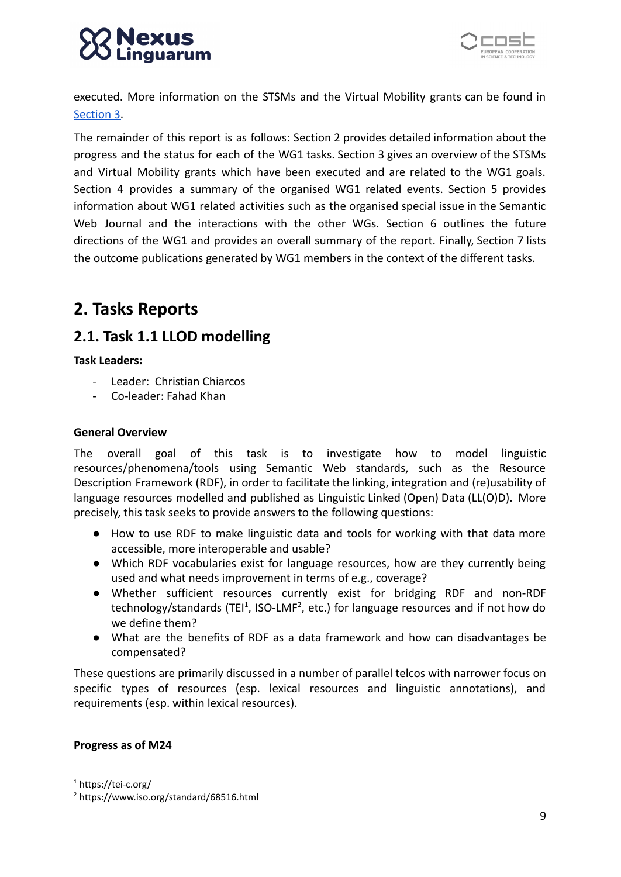executed. More information on the STSMs and the Virtual Mobility grants can be found in Section 3.

The remainder of this report is as follows: Section 2 provides detailed information about the progress and the status for each of the WG1 tasks. Section 3 gives an overview of the STSMs and Virtual Mobility grants which have been executed and are related to the WG1 goals. Section 4 provides a summary of the organised WG1 related events. Section 5 provides information about WG1 related activities such as the organised special issue in the Semantic Web Journal and the interactions with the other WGs. Section 6 outlines the future directions of the WG1 and provides an overall summary of the report. Finally, Section 7 lists the outcome publications generated by WG1 members in the context of the different tasks.

# 2. Tasks Reports

## 2.1. Task 1.1 LLOD modelling

**Task Leaders:**

- Leader: Christian Chiarcos
- Co-leader: Fahad Khan

**General Overview**

The overall goal of this task is to investigate how to model linguistic resources/phenomena/tools using Semantic Web standards, such as the Resource Description Framework (RDF), in order to facilitate the linking, integration and (re)usability of language resources modelled and published as Linguistic Linked (Open) Data (LL(O)D). More precisely, this task seeks to provide answers to the following questions:

- How to use RDF to make linguistic data and tools for working with that data more accessible, more interoperable and usable?
- Which RDF vocabularies exist for language resources, how are they currently being used and what needs improvement in terms of e.g., coverage?
- Whether sufficient resources currently exist for bridging RDF and non-RDF technology/standards (TEI[1], ISO-LMF[2], etc.) for language resources and if not how do we define them?
- What are the benefits of RDF as a data framework and how can disadvantages be compensated?

These questions are primarily discussed in a number of parallel telcos with narrower focus on specific types of resources (esp. lexical resources and linguistic annotations), and requirements (esp. within lexical resources).

**Progress as of M24**

[1] https://tei-c.org/

[2] https://www.iso.org/standard/68516.html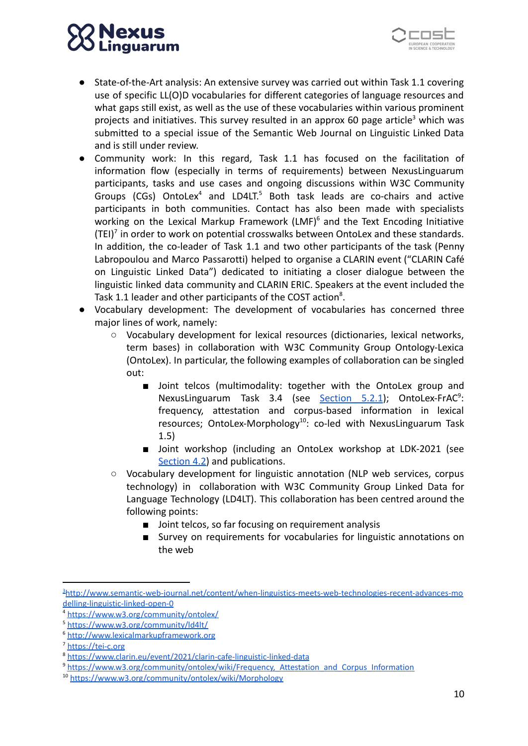- State-of-the-Art analysis: An extensive survey was carried out within Task 1.1 covering use of specific LL(O)D vocabularies for different categories of language resources and what gaps still exist, as well as the use of these vocabularies within various prominent projects and initiatives. This survey resulted in an approx 60 page article[3] which was submitted to a special issue of the Semantic Web Journal on Linguistic Linked Data and is still under review.
- Community work: In this regard, Task 1.1 has focused on the facilitation of information flow (especially in terms of requirements) between NexusLinguarum participants, tasks and use cases and ongoing discussions within W3C Community Groups (CGs) OntoLex[4] and LD4LT.[5] Both task leads are co-chairs and active participants in both communities. Contact has also been made with specialists working on the Lexical Markup Framework (LMF)[6] and the Text Encoding Initiative (TEI)[7] in order to work on potential crosswalks between OntoLex and these standards. In addition, the co-leader of Task 1.1 and two other participants of the task (Penny Labropoulou and Marco Passarotti) helped to organise a CLARIN event ("CLARIN Café on Linguistic Linked Data") dedicated to initiating a closer dialogue between the linguistic linked data community and CLARIN ERIC. Speakers at the event included the Task 1.1 leader and other participants of the COST action[8].
- Vocabulary development: The development of vocabularies has concerned three major lines of work, namely:
    - Vocabulary development for lexical resources (dictionaries, lexical networks, term bases) in collaboration with W3C Community Group Ontology-Lexica (OntoLex). In particular, the following examples of collaboration can be singled out:
        - Joint telcos (multimodality: together with the OntoLex group and NexusLinguarum Task 3.4 (see Section 5.2.1); OntoLex-FrAC[9]: frequency, attestation and corpus-based information in lexical resources; OntoLex-Morphology[10]: co-led with NexusLinguarum Task 1.5)
        - Joint workshop (including an OntoLex workshop at LDK-2021 (see Section 4.2) and publications.
    - Vocabulary development for linguistic annotation (NLP web services, corpus technology) in collaboration with W3C Community Group Linked Data for Language Technology (LD4LT). This collaboration has been centred around the following points:
        - Joint telcos, so far focusing on requirement analysis
        - Survey on requirements for vocabularies for linguistic annotations on the web

[3] http://www.semantic-web-journal.net/content/when-linguistics-meets-web-technologies-recent-advances-modelling-linguistic-linked-open-0

[4] https://www.w3.org/community/ontolex/

[5] https://www.w3.org/community/ld4lt/

[6] http://www.lexicalmarkupframework.org

[7] https://tei-c.org

[8] https://www.clarin.eu/event/2021/clarin-cafe-linguistic-linked-data

[9] https://www.w3.org/community/ontolex/wiki/Frequency,_Attestation_and_Corpus_Information

[10] https://www.w3.org/community/ontolex/wiki/Morphology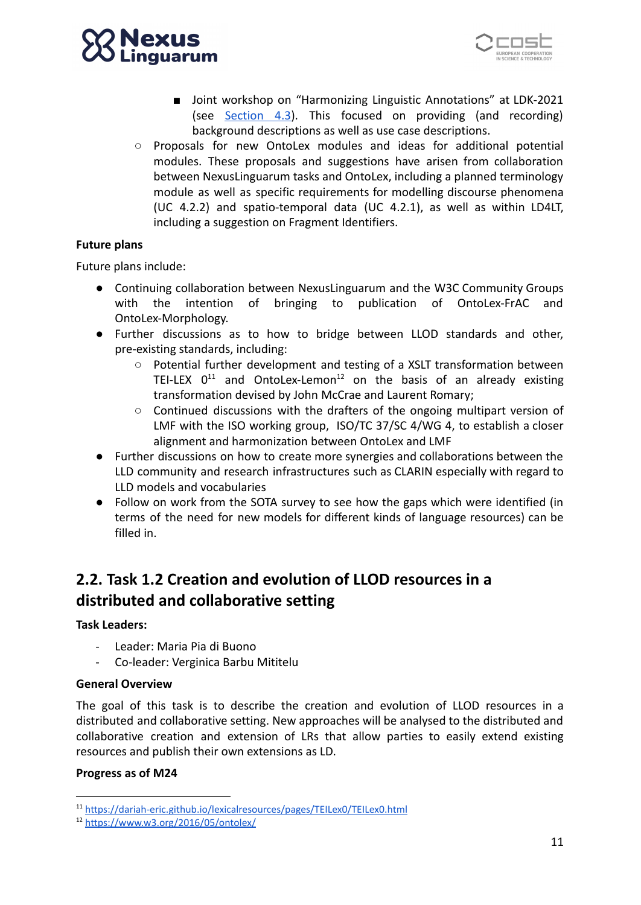- Joint workshop on "Harmonizing Linguistic Annotations" at LDK-2021 (see [Section 4.3](#)). This focused on providing (and recording) background descriptions as well as use case descriptions.
    - Proposals for new OntoLex modules and ideas for additional potential modules. These proposals and suggestions have arisen from collaboration between NexusLinguarum tasks and OntoLex, including a planned terminology module as well as specific requirements for modelling discourse phenomena (UC 4.2.2) and spatio-temporal data (UC 4.2.1), as well as within LD4LT, including a suggestion on Fragment Identifiers.

**Future plans**

Future plans include:

- Continuing collaboration between NexusLinguarum and the W3C Community Groups with the intention of bringing to publication of OntoLex-FrAC and OntoLex-Morphology.
- Further discussions as to how to bridge between LLOD standards and other, pre-existing standards, including:
    - Potential further development and testing of a XSLT transformation between TEI-LEX 0[11] and OntoLex-Lemon[12] on the basis of an already existing transformation devised by John McCrae and Laurent Romary;
    - Continued discussions with the drafters of the ongoing multipart version of LMF with the ISO working group, ISO/TC 37/SC 4/WG 4, to establish a closer alignment and harmonization between OntoLex and LMF
- Further discussions on how to create more synergies and collaborations between the LLD community and research infrastructures such as CLARIN especially with regard to LLD models and vocabularies
- Follow on work from the SOTA survey to see how the gaps which were identified (in terms of the need for new models for different kinds of language resources) can be filled in.

## 2.2. Task 1.2 Creation and evolution of LLOD resources in a distributed and collaborative setting

**Task Leaders:**

- Leader: Maria Pia di Buono
- Co-leader: Verginica Barbu Mititelu

**General Overview**

The goal of this task is to describe the creation and evolution of LLOD resources in a distributed and collaborative setting. New approaches will be analysed to the distributed and collaborative creation and extension of LRs that allow parties to easily extend existing resources and publish their own extensions as LD.

**Progress as of M24**

---

[11] https://dariah-eric.github.io/lexicalresources/pages/TEILex0/TEILex0.html

[12] https://www.w3.org/2016/05/ontolex/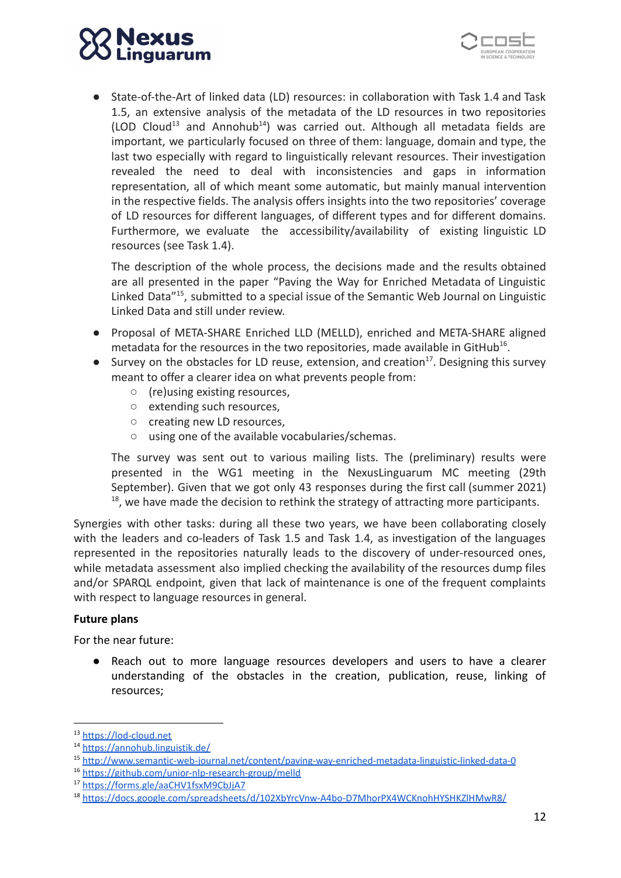- State-of-the-Art of linked data (LD) resources: in collaboration with Task 1.4 and Task 1.5, an extensive analysis of the metadata of the LD resources in two repositories (LOD Cloud[13] and Annohub[14]) was carried out. Although all metadata fields are important, we particularly focused on three of them: language, domain and type, the last two especially with regard to linguistically relevant resources. Their investigation revealed the need to deal with inconsistencies and gaps in information representation, all of which meant some automatic, but mainly manual intervention in the respective fields. The analysis offers insights into the two repositories' coverage of LD resources for different languages, of different types and for different domains. Furthermore, we evaluate the accessibility/availability of existing linguistic LD resources (see Task 1.4).

  The description of the whole process, the decisions made and the results obtained are all presented in the paper "Paving the Way for Enriched Metadata of Linguistic Linked Data"[15], submitted to a special issue of the Semantic Web Journal on Linguistic Linked Data and still under review.

- Proposal of META-SHARE Enriched LLD (MELLD), enriched and META-SHARE aligned metadata for the resources in the two repositories, made available in GitHub[16].
- Survey on the obstacles for LD reuse, extension, and creation[17]. Designing this survey meant to offer a clearer idea on what prevents people from:
  - (re)using existing resources,
  - extending such resources,
  - creating new LD resources,
  - using one of the available vocabularies/schemas.

  The survey was sent out to various mailing lists. The (preliminary) results were presented in the WG1 meeting in the NexusLinguarum MC meeting (29th September). Given that we got only 43 responses during the first call (summer 2021)[18], we have made the decision to rethink the strategy of attracting more participants.

Synergies with other tasks: during all these two years, we have been collaborating closely with the leaders and co-leaders of Task 1.5 and Task 1.4, as investigation of the languages represented in the repositories naturally leads to the discovery of under-resourced ones, while metadata assessment also implied checking the availability of the resources dump files and/or SPARQL endpoint, given that lack of maintenance is one of the frequent complaints with respect to language resources in general.

**Future plans**

For the near future:

- Reach out to more language resources developers and users to have a clearer understanding of the obstacles in the creation, publication, reuse, linking of resources;

---

[13] https://lod-cloud.net

[14] https://annohub.linguistik.de/

[15] http://www.semantic-web-journal.net/content/paving-way-enriched-metadata-linguistic-linked-data-0

[16] https://github.com/unior-nlp-research-group/melld

[17] https://forms.gle/aaCHV1fsxM9CbJjA7

[18] https://docs.google.com/spreadsheets/d/102XbYrcVnw-A4bo-D7MhorPX4WCKnohHYSHKZlHMwR8/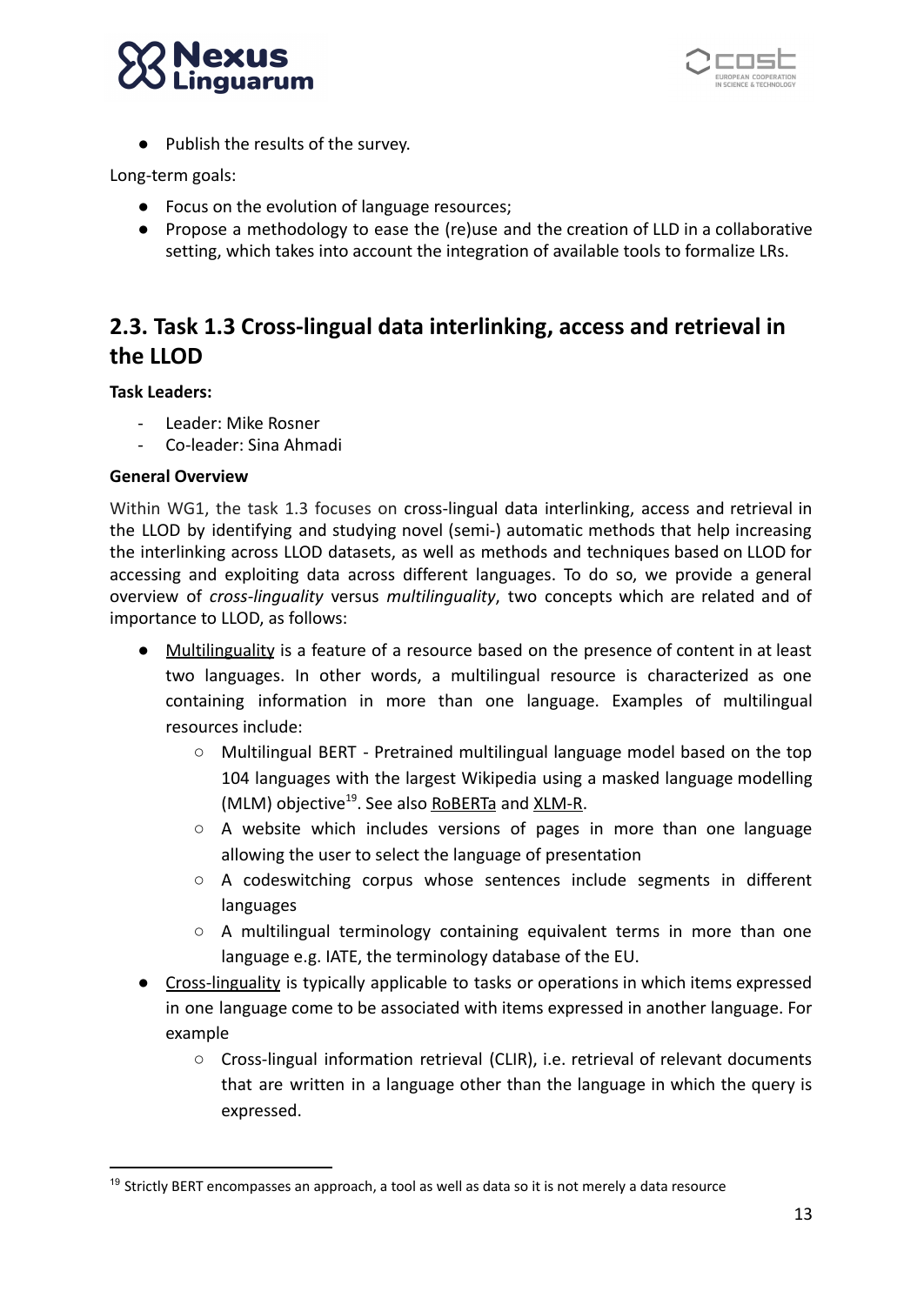- Publish the results of the survey.

Long-term goals:

- Focus on the evolution of language resources;
- Propose a methodology to ease the (re)use and the creation of LLD in a collaborative setting, which takes into account the integration of available tools to formalize LRs.

## 2.3. Task 1.3 Cross-lingual data interlinking, access and retrieval in the LLOD

**Task Leaders:**

- Leader: Mike Rosner
- Co-leader: Sina Ahmadi

**General Overview**

Within WG1, the task 1.3 focuses on cross-lingual data interlinking, access and retrieval in the LLOD by identifying and studying novel (semi-) automatic methods that help increasing the interlinking across LLOD datasets, as well as methods and techniques based on LLOD for accessing and exploiting data across different languages. To do so, we provide a general overview of *cross-linguality* versus *multilinguality*, two concepts which are related and of importance to LLOD, as follows:

- Multilinguality is a feature of a resource based on the presence of content in at least two languages. In other words, a multilingual resource is characterized as one containing information in more than one language. Examples of multilingual resources include:
  - Multilingual BERT - Pretrained multilingual language model based on the top 104 languages with the largest Wikipedia using a masked language modelling (MLM) objective[19]. See also RoBERTa and XLM-R.
  - A website which includes versions of pages in more than one language allowing the user to select the language of presentation
  - A codeswitching corpus whose sentences include segments in different languages
  - A multilingual terminology containing equivalent terms in more than one language e.g. IATE, the terminology database of the EU.
- Cross-linguality is typically applicable to tasks or operations in which items expressed in one language come to be associated with items expressed in another language. For example
  - Cross-lingual information retrieval (CLIR), i.e. retrieval of relevant documents that are written in a language other than the language in which the query is expressed.

[19] Strictly BERT encompasses an approach, a tool as well as data so it is not merely a data resource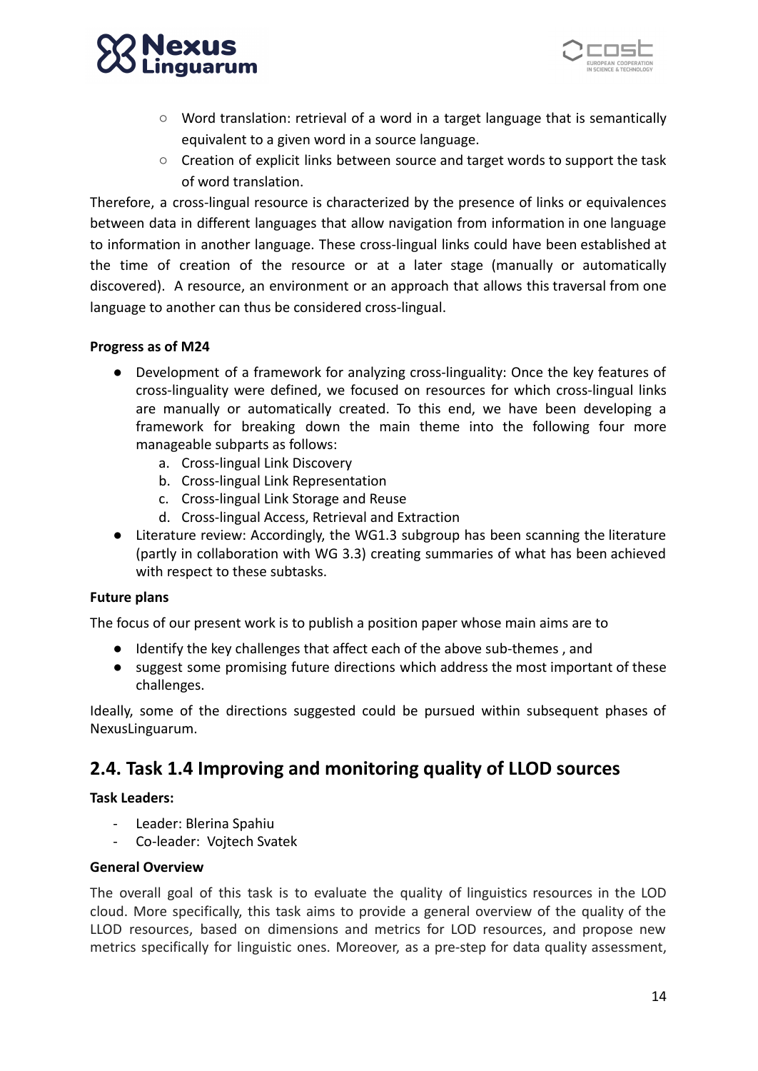- Word translation: retrieval of a word in a target language that is semantically equivalent to a given word in a source language.
    - Creation of explicit links between source and target words to support the task of word translation.

Therefore, a cross-lingual resource is characterized by the presence of links or equivalences between data in different languages that allow navigation from information in one language to information in another language. These cross-lingual links could have been established at the time of creation of the resource or at a later stage (manually or automatically discovered). A resource, an environment or an approach that allows this traversal from one language to another can thus be considered cross-lingual.

**Progress as of M24**

- Development of a framework for analyzing cross-linguality: Once the key features of cross-linguality were defined, we focused on resources for which cross-lingual links are manually or automatically created. To this end, we have been developing a framework for breaking down the main theme into the following four more manageable subparts as follows:
    a. Cross-lingual Link Discovery
    b. Cross-lingual Link Representation
    c. Cross-lingual Link Storage and Reuse
    d. Cross-lingual Access, Retrieval and Extraction
- Literature review: Accordingly, the WG1.3 subgroup has been scanning the literature (partly in collaboration with WG 3.3) creating summaries of what has been achieved with respect to these subtasks.

**Future plans**

The focus of our present work is to publish a position paper whose main aims are to

- Identify the key challenges that affect each of the above sub-themes , and
- suggest some promising future directions which address the most important of these challenges.

Ideally, some of the directions suggested could be pursued within subsequent phases of NexusLinguarum.

## 2.4. Task 1.4 Improving and monitoring quality of LLOD sources

**Task Leaders:**

- Leader: Blerina Spahiu
- Co-leader: Vojtech Svatek

**General Overview**

The overall goal of this task is to evaluate the quality of linguistics resources in the LOD cloud. More specifically, this task aims to provide a general overview of the quality of the LLOD resources, based on dimensions and metrics for LOD resources, and propose new metrics specifically for linguistic ones. Moreover, as a pre-step for data quality assessment,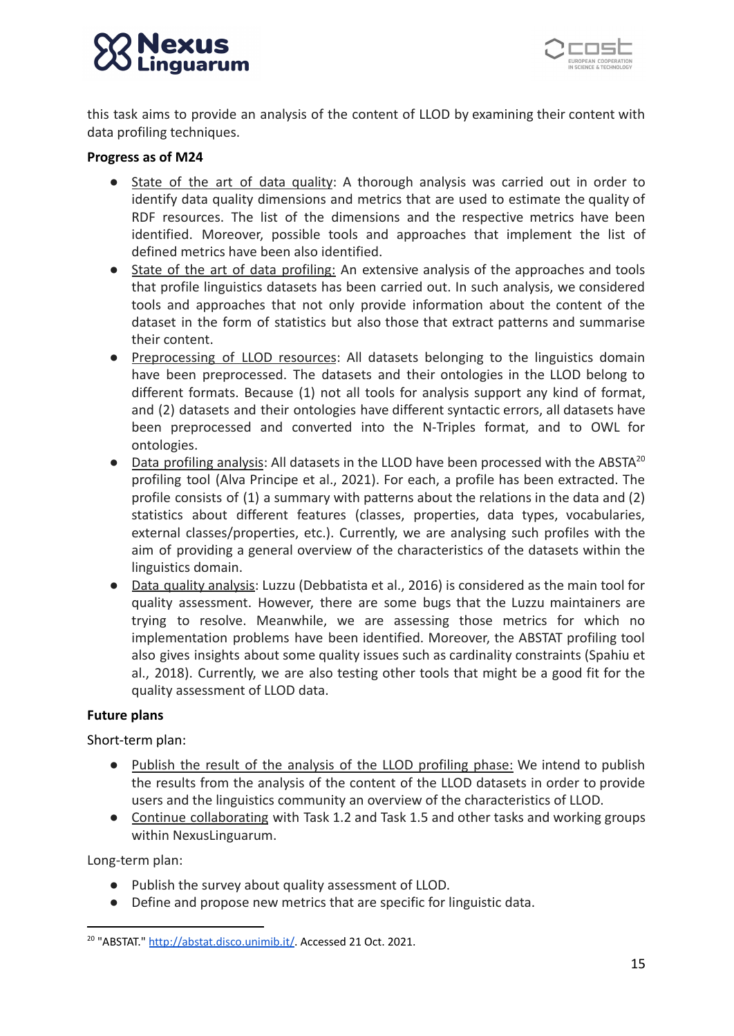this task aims to provide an analysis of the content of LLOD by examining their content with data profiling techniques.

**Progress as of M24**

- State of the art of data quality: A thorough analysis was carried out in order to identify data quality dimensions and metrics that are used to estimate the quality of RDF resources. The list of the dimensions and the respective metrics have been identified. Moreover, possible tools and approaches that implement the list of defined metrics have been also identified.
- State of the art of data profiling: An extensive analysis of the approaches and tools that profile linguistics datasets has been carried out. In such analysis, we considered tools and approaches that not only provide information about the content of the dataset in the form of statistics but also those that extract patterns and summarise their content.
- Preprocessing of LLOD resources: All datasets belonging to the linguistics domain have been preprocessed. The datasets and their ontologies in the LLOD belong to different formats. Because (1) not all tools for analysis support any kind of format, and (2) datasets and their ontologies have different syntactic errors, all datasets have been preprocessed and converted into the N-Triples format, and to OWL for ontologies.
- Data profiling analysis: All datasets in the LLOD have been processed with the ABSTA[20] profiling tool (Alva Principe et al., 2021). For each, a profile has been extracted. The profile consists of (1) a summary with patterns about the relations in the data and (2) statistics about different features (classes, properties, data types, vocabularies, external classes/properties, etc.). Currently, we are analysing such profiles with the aim of providing a general overview of the characteristics of the datasets within the linguistics domain.
- Data quality analysis: Luzzu (Debbatista et al., 2016) is considered as the main tool for quality assessment. However, there are some bugs that the Luzzu maintainers are trying to resolve. Meanwhile, we are assessing those metrics for which no implementation problems have been identified. Moreover, the ABSTAT profiling tool also gives insights about some quality issues such as cardinality constraints (Spahiu et al., 2018). Currently, we are also testing other tools that might be a good fit for the quality assessment of LLOD data.

**Future plans**

Short-term plan:

- Publish the result of the analysis of the LLOD profiling phase: We intend to publish the results from the analysis of the content of the LLOD datasets in order to provide users and the linguistics community an overview of the characteristics of LLOD.
- Continue collaborating with Task 1.2 and Task 1.5 and other tasks and working groups within NexusLinguarum.

Long-term plan:

- Publish the survey about quality assessment of LLOD.
- Define and propose new metrics that are specific for linguistic data.

[20] "ABSTAT." http://abstat.disco.unimib.it/. Accessed 21 Oct. 2021.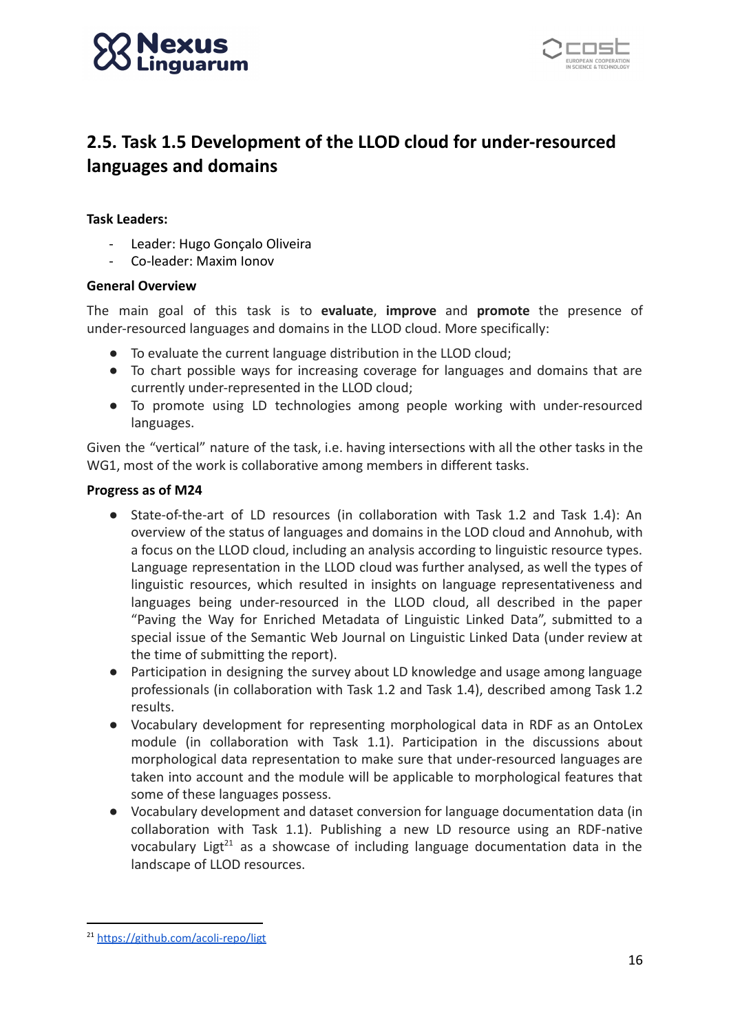## 2.5. Task 1.5 Development of the LLOD cloud for under-resourced languages and domains

**Task Leaders:**

- Leader: Hugo Gonçalo Oliveira
- Co-leader: Maxim Ionov

**General Overview**

The main goal of this task is to **evaluate**, **improve** and **promote** the presence of under-resourced languages and domains in the LLOD cloud. More specifically:

- To evaluate the current language distribution in the LLOD cloud;
- To chart possible ways for increasing coverage for languages and domains that are currently under-represented in the LLOD cloud;
- To promote using LD technologies among people working with under-resourced languages.

Given the "vertical" nature of the task, i.e. having intersections with all the other tasks in the WG1, most of the work is collaborative among members in different tasks.

**Progress as of M24**

- State-of-the-art of LD resources (in collaboration with Task 1.2 and Task 1.4): An overview of the status of languages and domains in the LOD cloud and Annohub, with a focus on the LLOD cloud, including an analysis according to linguistic resource types. Language representation in the LLOD cloud was further analysed, as well the types of linguistic resources, which resulted in insights on language representativeness and languages being under-resourced in the LLOD cloud, all described in the paper "Paving the Way for Enriched Metadata of Linguistic Linked Data", submitted to a special issue of the Semantic Web Journal on Linguistic Linked Data (under review at the time of submitting the report).
- Participation in designing the survey about LD knowledge and usage among language professionals (in collaboration with Task 1.2 and Task 1.4), described among Task 1.2 results.
- Vocabulary development for representing morphological data in RDF as an OntoLex module (in collaboration with Task 1.1). Participation in the discussions about morphological data representation to make sure that under-resourced languages are taken into account and the module will be applicable to morphological features that some of these languages possess.
- Vocabulary development and dataset conversion for language documentation data (in collaboration with Task 1.1). Publishing a new LD resource using an RDF-native vocabulary Ligt[21] as a showcase of including language documentation data in the landscape of LLOD resources.

[21] https://github.com/acoli-repo/ligt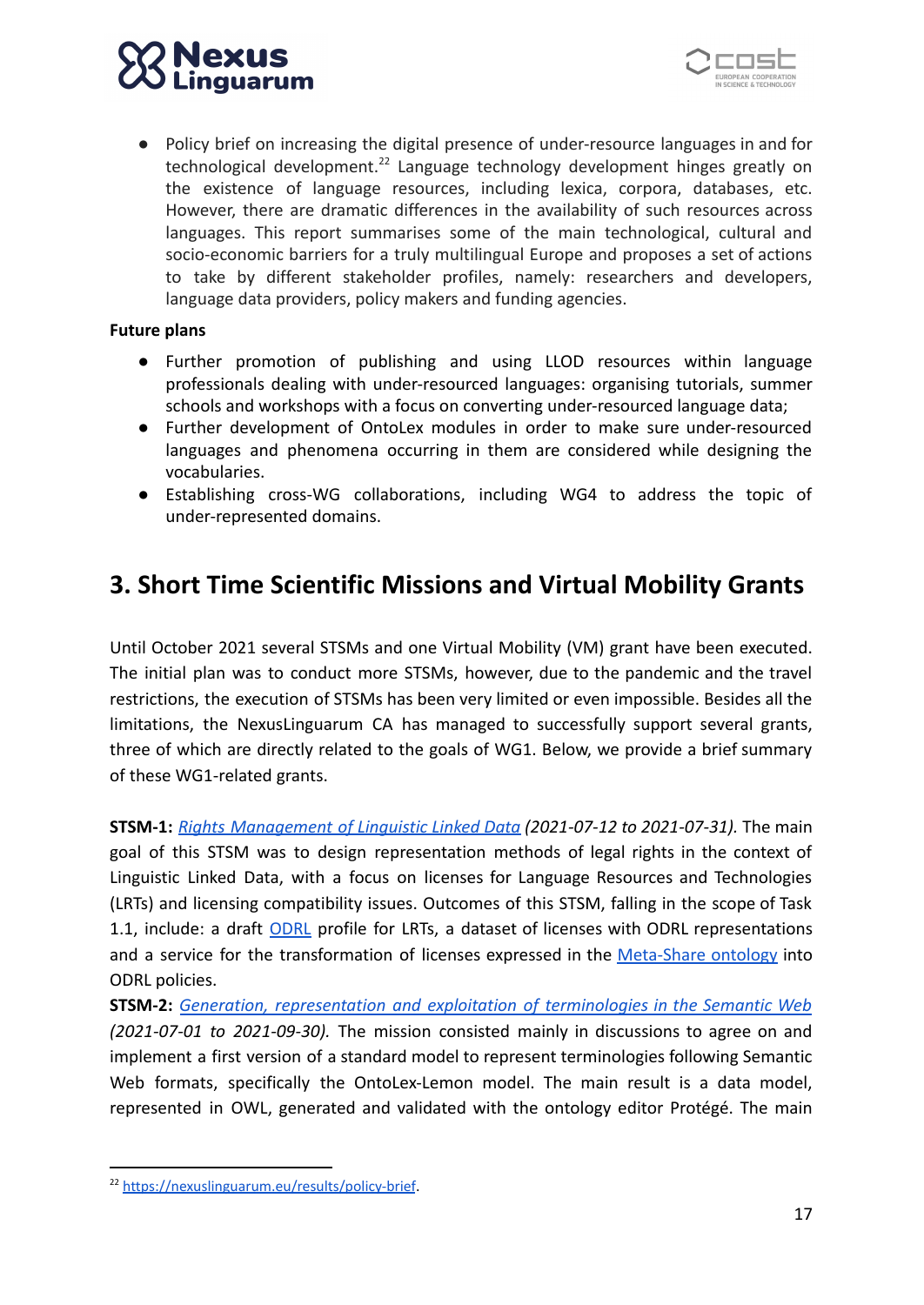- Policy brief on increasing the digital presence of under-resource languages in and for technological development.[22] Language technology development hinges greatly on the existence of language resources, including lexica, corpora, databases, etc. However, there are dramatic differences in the availability of such resources across languages. This report summarises some of the main technological, cultural and socio-economic barriers for a truly multilingual Europe and proposes a set of actions to take by different stakeholder profiles, namely: researchers and developers, language data providers, policy makers and funding agencies.

**Future plans**

- Further promotion of publishing and using LLOD resources within language professionals dealing with under-resourced languages: organising tutorials, summer schools and workshops with a focus on converting under-resourced language data;
- Further development of OntoLex modules in order to make sure under-resourced languages and phenomena occurring in them are considered while designing the vocabularies.
- Establishing cross-WG collaborations, including WG4 to address the topic of under-represented domains.

## 3. Short Time Scientific Missions and Virtual Mobility Grants

Until October 2021 several STSMs and one Virtual Mobility (VM) grant have been executed. The initial plan was to conduct more STSMs, however, due to the pandemic and the travel restrictions, the execution of STSMs has been very limited or even impossible. Besides all the limitations, the NexusLinguarum CA has managed to successfully support several grants, three of which are directly related to the goals of WG1. Below, we provide a brief summary of these WG1-related grants.

**STSM-1:** *Rights Management of Linguistic Linked Data (2021-07-12 to 2021-07-31).* The main goal of this STSM was to design representation methods of legal rights in the context of Linguistic Linked Data, with a focus on licenses for Language Resources and Technologies (LRTs) and licensing compatibility issues. Outcomes of this STSM, falling in the scope of Task 1.1, include: a draft ODRL profile for LRTs, a dataset of licenses with ODRL representations and a service for the transformation of licenses expressed in the Meta-Share ontology into ODRL policies.

**STSM-2:** *Generation, representation and exploitation of terminologies in the Semantic Web (2021-07-01 to 2021-09-30).* The mission consisted mainly in discussions to agree on and implement a first version of a standard model to represent terminologies following Semantic Web formats, specifically the OntoLex-Lemon model. The main result is a data model, represented in OWL, generated and validated with the ontology editor Protégé. The main

[22] https://nexuslinguarum.eu/results/policy-brief.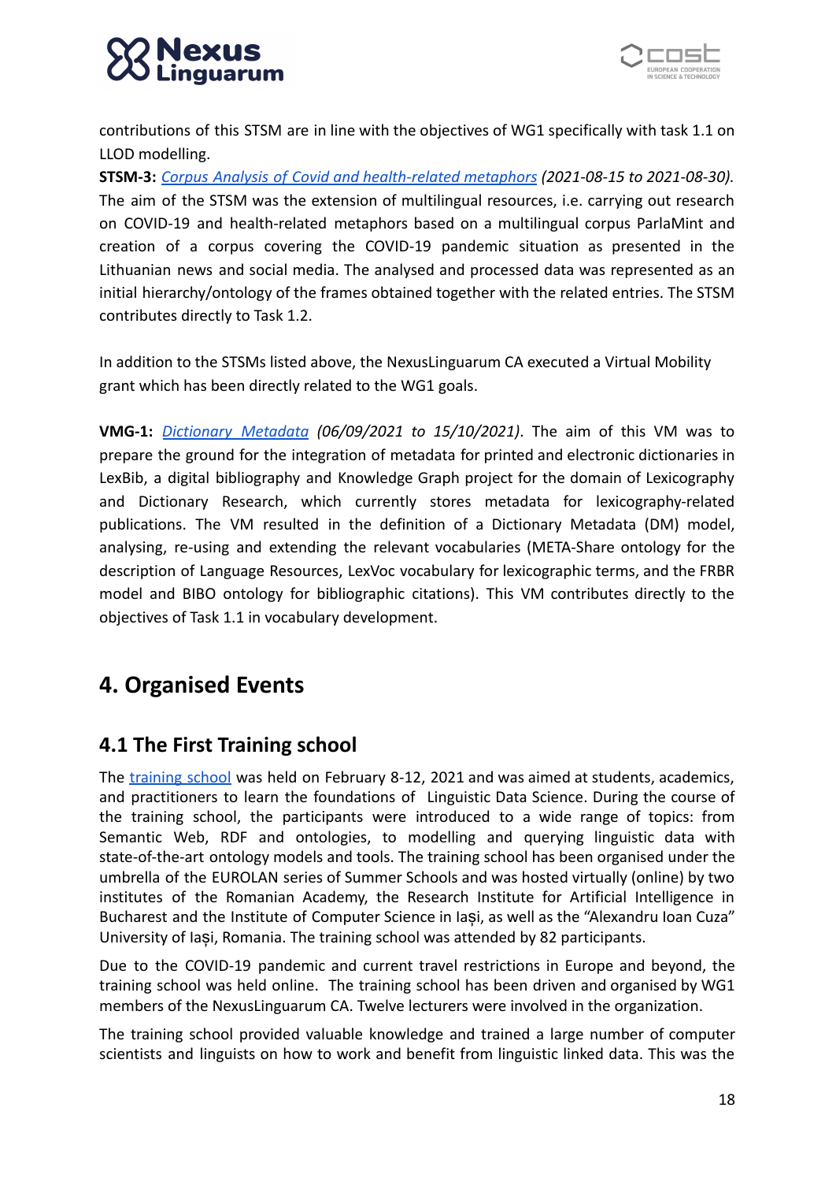contributions of this STSM are in line with the objectives of WG1 specifically with task 1.1 on LLOD modelling.

**STSM-3:** *[Corpus Analysis of Covid and health-related metaphors](#) (2021-08-15 to 2021-08-30).* The aim of the STSM was the extension of multilingual resources, i.e. carrying out research on COVID-19 and health-related metaphors based on a multilingual corpus ParlaMint and creation of a corpus covering the COVID-19 pandemic situation as presented in the Lithuanian news and social media. The analysed and processed data was represented as an initial hierarchy/ontology of the frames obtained together with the related entries. The STSM contributes directly to Task 1.2.

In addition to the STSMs listed above, the NexusLinguarum CA executed a Virtual Mobility grant which has been directly related to the WG1 goals.

**VMG-1:** *[Dictionary Metadata](#) (06/09/2021 to 15/10/2021).* The aim of this VM was to prepare the ground for the integration of metadata for printed and electronic dictionaries in LexBib, a digital bibliography and Knowledge Graph project for the domain of Lexicography and Dictionary Research, which currently stores metadata for lexicography-related publications. The VM resulted in the definition of a Dictionary Metadata (DM) model, analysing, re-using and extending the relevant vocabularies (META-Share ontology for the description of Language Resources, LexVoc vocabulary for lexicographic terms, and the FRBR model and BIBO ontology for bibliographic citations). This VM contributes directly to the objectives of Task 1.1 in vocabulary development.

# 4. Organised Events

## 4.1 The First Training school

The [training school](#) was held on February 8-12, 2021 and was aimed at students, academics, and practitioners to learn the foundations of Linguistic Data Science. During the course of the training school, the participants were introduced to a wide range of topics: from Semantic Web, RDF and ontologies, to modelling and querying linguistic data with state-of-the-art ontology models and tools. The training school has been organised under the umbrella of the EUROLAN series of Summer Schools and was hosted virtually (online) by two institutes of the Romanian Academy, the Research Institute for Artificial Intelligence in Bucharest and the Institute of Computer Science in Iași, as well as the "Alexandru Ioan Cuza" University of Iași, Romania. The training school was attended by 82 participants.

Due to the COVID-19 pandemic and current travel restrictions in Europe and beyond, the training school was held online. The training school has been driven and organised by WG1 members of the NexusLinguarum CA. Twelve lecturers were involved in the organization.

The training school provided valuable knowledge and trained a large number of computer scientists and linguists on how to work and benefit from linguistic linked data. This was the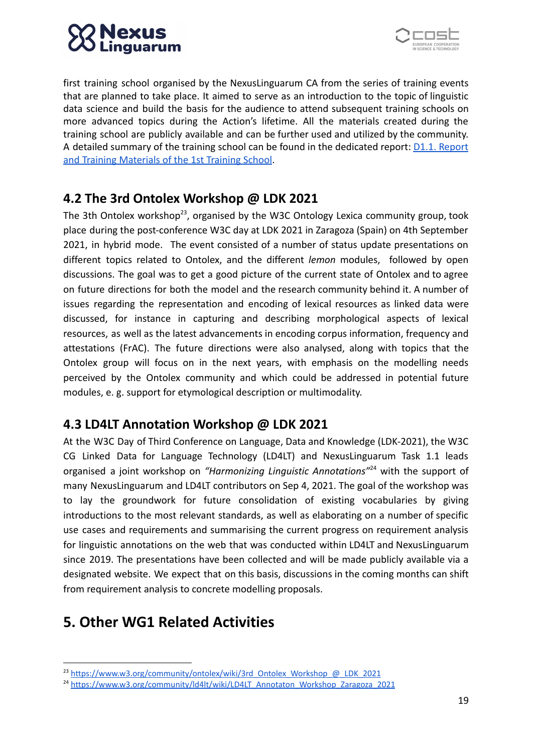first training school organised by the NexusLinguarum CA from the series of training events that are planned to take place. It aimed to serve as an introduction to the topic of linguistic data science and build the basis for the audience to attend subsequent training schools on more advanced topics during the Action's lifetime. All the materials created during the training school are publicly available and can be further used and utilized by the community. A detailed summary of the training school can be found in the dedicated report: [D1.1. Report and Training Materials of the 1st Training School](#).

## 4.2 The 3rd Ontolex Workshop @ LDK 2021

The 3th Ontolex workshop[23], organised by the W3C Ontology Lexica community group, took place during the post-conference W3C day at LDK 2021 in Zaragoza (Spain) on 4th September 2021, in hybrid mode. The event consisted of a number of status update presentations on different topics related to Ontolex, and the different *lemon* modules, followed by open discussions. The goal was to get a good picture of the current state of Ontolex and to agree on future directions for both the model and the research community behind it. A number of issues regarding the representation and encoding of lexical resources as linked data were discussed, for instance in capturing and describing morphological aspects of lexical resources, as well as the latest advancements in encoding corpus information, frequency and attestations (FrAC). The future directions were also analysed, along with topics that the Ontolex group will focus on in the next years, with emphasis on the modelling needs perceived by the Ontolex community and which could be addressed in potential future modules, e. g. support for etymological description or multimodality.

## 4.3 LD4LT Annotation Workshop @ LDK 2021

At the W3C Day of Third Conference on Language, Data and Knowledge (LDK-2021), the W3C CG Linked Data for Language Technology (LD4LT) and NexusLinguarum Task 1.1 leads organised a joint workshop on *"Harmonizing Linguistic Annotations"*[24] with the support of many NexusLinguarum and LD4LT contributors on Sep 4, 2021. The goal of the workshop was to lay the groundwork for future consolidation of existing vocabularies by giving introductions to the most relevant standards, as well as elaborating on a number of specific use cases and requirements and summarising the current progress on requirement analysis for linguistic annotations on the web that was conducted within LD4LT and NexusLinguarum since 2019. The presentations have been collected and will be made publicly available via a designated website. We expect that on this basis, discussions in the coming months can shift from requirement analysis to concrete modelling proposals.

# 5. Other WG1 Related Activities

---

[23] https://www.w3.org/community/ontolex/wiki/3rd_Ontolex_Workshop_@_LDK_2021

[24] https://www.w3.org/community/ld4lt/wiki/LD4LT_Annotaton_Workshop_Zaragoza_2021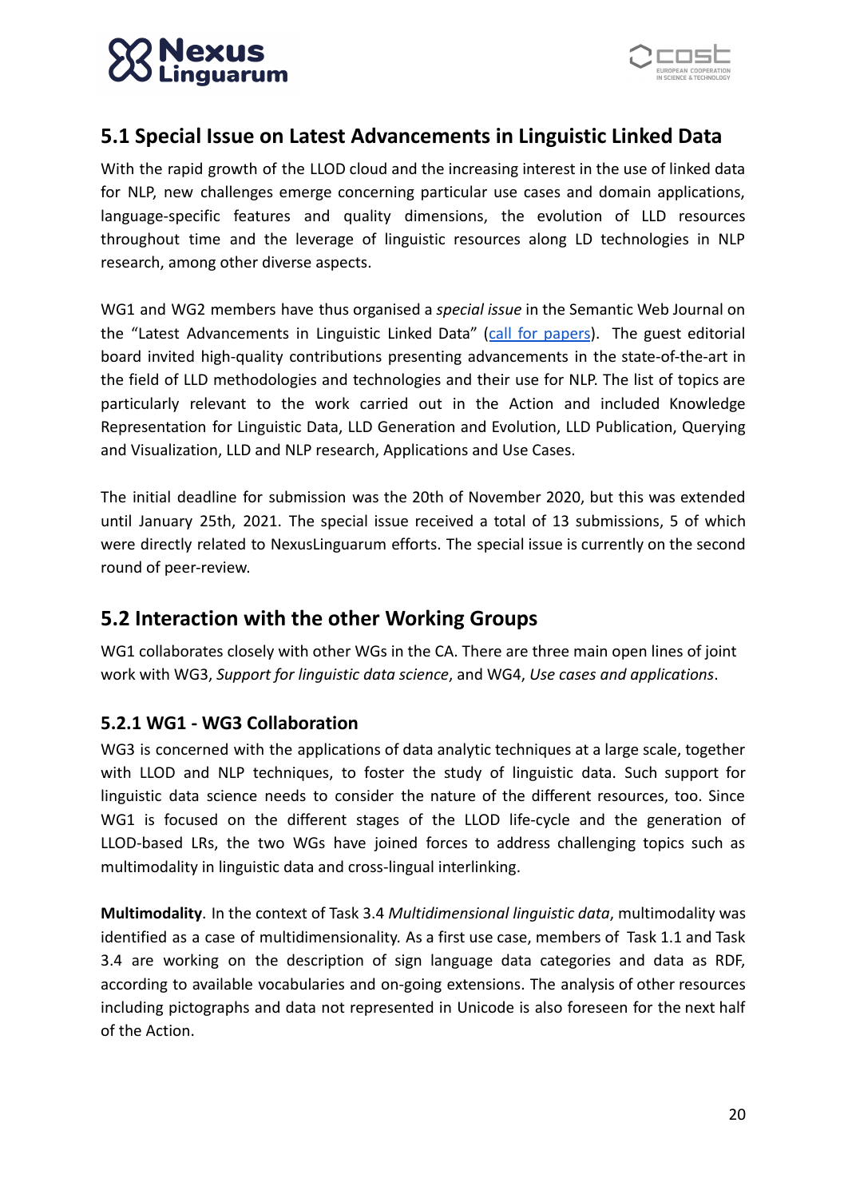## 5.1 Special Issue on Latest Advancements in Linguistic Linked Data

With the rapid growth of the LLOD cloud and the increasing interest in the use of linked data for NLP, new challenges emerge concerning particular use cases and domain applications, language-specific features and quality dimensions, the evolution of LLD resources throughout time and the leverage of linguistic resources along LD technologies in NLP research, among other diverse aspects.

WG1 and WG2 members have thus organised a *special issue* in the Semantic Web Journal on the "Latest Advancements in Linguistic Linked Data" (call for papers). The guest editorial board invited high-quality contributions presenting advancements in the state-of-the-art in the field of LLD methodologies and technologies and their use for NLP. The list of topics are particularly relevant to the work carried out in the Action and included Knowledge Representation for Linguistic Data, LLD Generation and Evolution, LLD Publication, Querying and Visualization, LLD and NLP research, Applications and Use Cases.

The initial deadline for submission was the 20th of November 2020, but this was extended until January 25th, 2021. The special issue received a total of 13 submissions, 5 of which were directly related to NexusLinguarum efforts. The special issue is currently on the second round of peer-review.

## 5.2 Interaction with the other Working Groups

WG1 collaborates closely with other WGs in the CA. There are three main open lines of joint work with WG3, *Support for linguistic data science*, and WG4, *Use cases and applications*.

### 5.2.1 WG1 - WG3 Collaboration

WG3 is concerned with the applications of data analytic techniques at a large scale, together with LLOD and NLP techniques, to foster the study of linguistic data. Such support for linguistic data science needs to consider the nature of the different resources, too. Since WG1 is focused on the different stages of the LLOD life-cycle and the generation of LLOD-based LRs, the two WGs have joined forces to address challenging topics such as multimodality in linguistic data and cross-lingual interlinking.

**Multimodality**. In the context of Task 3.4 *Multidimensional linguistic data*, multimodality was identified as a case of multidimensionality. As a first use case, members of Task 1.1 and Task 3.4 are working on the description of sign language data categories and data as RDF, according to available vocabularies and on-going extensions. The analysis of other resources including pictographs and data not represented in Unicode is also foreseen for the next half of the Action.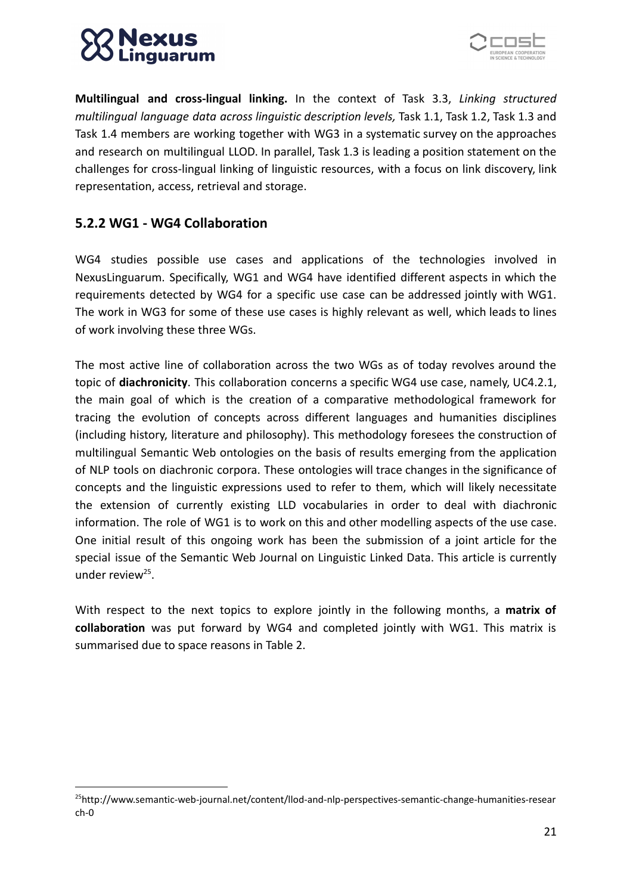**Multilingual and cross-lingual linking.** In the context of Task 3.3, *Linking structured multilingual language data across linguistic description levels,* Task 1.1, Task 1.2, Task 1.3 and Task 1.4 members are working together with WG3 in a systematic survey on the approaches and research on multilingual LLOD. In parallel, Task 1.3 is leading a position statement on the challenges for cross-lingual linking of linguistic resources, with a focus on link discovery, link representation, access, retrieval and storage.

### 5.2.2 WG1 - WG4 Collaboration

WG4 studies possible use cases and applications of the technologies involved in NexusLinguarum. Specifically, WG1 and WG4 have identified different aspects in which the requirements detected by WG4 for a specific use case can be addressed jointly with WG1. The work in WG3 for some of these use cases is highly relevant as well, which leads to lines of work involving these three WGs.

The most active line of collaboration across the two WGs as of today revolves around the topic of **diachronicity**. This collaboration concerns a specific WG4 use case, namely, UC4.2.1, the main goal of which is the creation of a comparative methodological framework for tracing the evolution of concepts across different languages and humanities disciplines (including history, literature and philosophy). This methodology foresees the construction of multilingual Semantic Web ontologies on the basis of results emerging from the application of NLP tools on diachronic corpora. These ontologies will trace changes in the significance of concepts and the linguistic expressions used to refer to them, which will likely necessitate the extension of currently existing LLD vocabularies in order to deal with diachronic information. The role of WG1 is to work on this and other modelling aspects of the use case. One initial result of this ongoing work has been the submission of a joint article for the special issue of the Semantic Web Journal on Linguistic Linked Data. This article is currently under review[25].

With respect to the next topics to explore jointly in the following months, a **matrix of collaboration** was put forward by WG4 and completed jointly with WG1. This matrix is summarised due to space reasons in Table 2.

[25]http://www.semantic-web-journal.net/content/llod-and-nlp-perspectives-semantic-change-humanities-research-0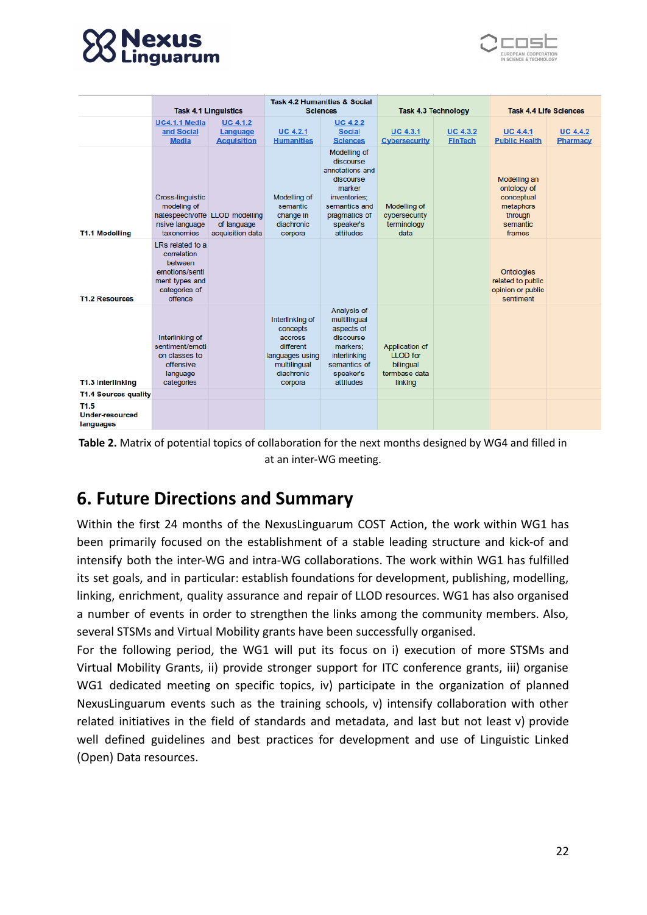| | Task 4.1 Linguistics | | Task 4.2 Humanities & Social Sciences | | Task 4.3 Technology | | Task 4.4 Life Sciences | |
|---|---|---|---|---|---|---|---|---|
| | UC4.1.1 Media and Social Media | UC 4.1.2 Language Acquisition | UC 4.2.1 Humanities | UC 4.2.2 Social Sciences | UC 4.3.1 Cybersecurity | UC 4.3.2 FinTech | UC 4.4.1 Public Health | UC 4.4.2 Pharmacy |
| T1.1 Modelling | Cross-linguistic modeling of hatespeech/offensive language taxonomies | LLOD modelling of language acquisition data | Modelling of semantic change in diachronic corpora | Modelling of discourse annotations and discourse marker inventories; semantics and pragmatics of speaker's attitudes | Modelling of cybersecurity terminology data | | Modelling an ontology of conceptual metaphors through semantic frames | |
| T1.2 Resources | LRs related to a correlation between emotions/sentiment types and categories of offence | | | | | | Ontologies related to public opinion or public sentiment | |
| T1.3 Interlinking | Interlinking of sentiment/emotion classes to offensive language categories | | Interlinking of concepts accross different languages using multilingual diachronic corpora | Analysis of multilingual aspects of discourse markers; interlinking semantics of speaker's attitudes | Application of LLOD for bilingual termbase data linking | | | |
| T1.4 Sources quality | | | | | | | | |
| T1.5 Under-resourced languages | | | | | | | | |

**Table 2.** Matrix of potential topics of collaboration for the next months designed by WG4 and filled in at an inter-WG meeting.

## 6. Future Directions and Summary

Within the first 24 months of the NexusLinguarum COST Action, the work within WG1 has been primarily focused on the establishment of a stable leading structure and kick-of and intensify both the inter-WG and intra-WG collaborations. The work within WG1 has fulfilled its set goals, and in particular: establish foundations for development, publishing, modelling, linking, enrichment, quality assurance and repair of LLOD resources. WG1 has also organised a number of events in order to strengthen the links among the community members. Also, several STSMs and Virtual Mobility grants have been successfully organised.

For the following period, the WG1 will put its focus on i) execution of more STSMs and Virtual Mobility Grants, ii) provide stronger support for ITC conference grants, iii) organise WG1 dedicated meeting on specific topics, iv) participate in the organization of planned NexusLinguarum events such as the training schools, v) intensify collaboration with other related initiatives in the field of standards and metadata, and last but not least v) provide well defined guidelines and best practices for development and use of Linguistic Linked (Open) Data resources.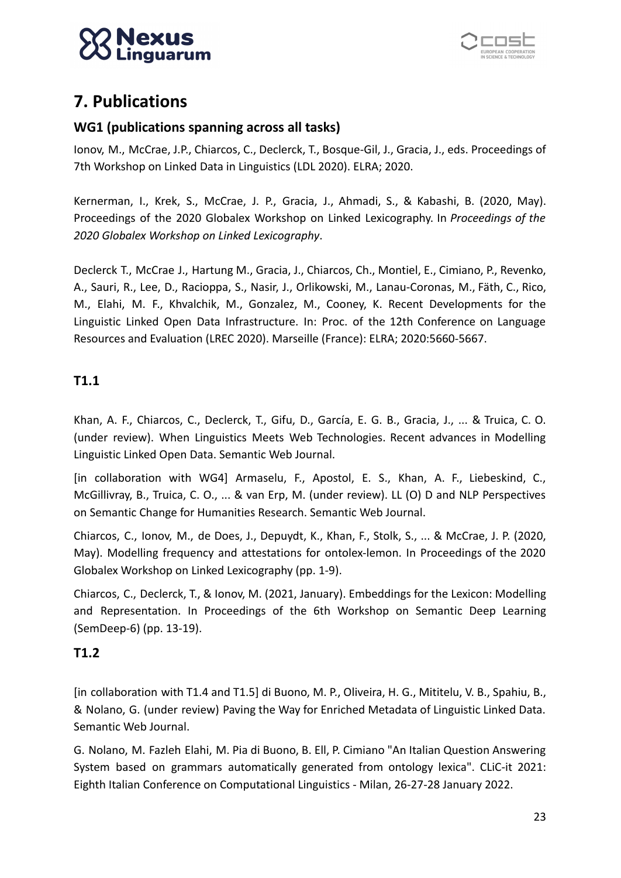# 7. Publications

## WG1 (publications spanning across all tasks)

Ionov, M., McCrae, J.P., Chiarcos, C., Declerck, T., Bosque-Gil, J., Gracia, J., eds. Proceedings of 7th Workshop on Linked Data in Linguistics (LDL 2020). ELRA; 2020.

Kernerman, I., Krek, S., McCrae, J. P., Gracia, J., Ahmadi, S., & Kabashi, B. (2020, May). Proceedings of the 2020 Globalex Workshop on Linked Lexicography. In *Proceedings of the 2020 Globalex Workshop on Linked Lexicography*.

Declerck T., McCrae J., Hartung M., Gracia, J., Chiarcos, Ch., Montiel, E., Cimiano, P., Revenko, A., Sauri, R., Lee, D., Racioppa, S., Nasir, J., Orlikowski, M., Lanau-Coronas, M., Fäth, C., Rico, M., Elahi, M. F., Khvalchik, M., Gonzalez, M., Cooney, K. Recent Developments for the Linguistic Linked Open Data Infrastructure. In: Proc. of the 12th Conference on Language Resources and Evaluation (LREC 2020). Marseille (France): ELRA; 2020:5660-5667.

## T1.1

Khan, A. F., Chiarcos, C., Declerck, T., Gifu, D., García, E. G. B., Gracia, J., ... & Truica, C. O. (under review). When Linguistics Meets Web Technologies. Recent advances in Modelling Linguistic Linked Open Data. Semantic Web Journal.

[in collaboration with WG4] Armaselu, F., Apostol, E. S., Khan, A. F., Liebeskind, C., McGillivray, B., Truica, C. O., ... & van Erp, M. (under review). LL (O) D and NLP Perspectives on Semantic Change for Humanities Research. Semantic Web Journal.

Chiarcos, C., Ionov, M., de Does, J., Depuydt, K., Khan, F., Stolk, S., ... & McCrae, J. P. (2020, May). Modelling frequency and attestations for ontolex-lemon. In Proceedings of the 2020 Globalex Workshop on Linked Lexicography (pp. 1-9).

Chiarcos, C., Declerck, T., & Ionov, M. (2021, January). Embeddings for the Lexicon: Modelling and Representation. In Proceedings of the 6th Workshop on Semantic Deep Learning (SemDeep-6) (pp. 13-19).

## T1.2

[in collaboration with T1.4 and T1.5] di Buono, M. P., Oliveira, H. G., Mititelu, V. B., Spahiu, B., & Nolano, G. (under review) Paving the Way for Enriched Metadata of Linguistic Linked Data. Semantic Web Journal.

G. Nolano, M. Fazleh Elahi, M. Pia di Buono, B. Ell, P. Cimiano "An Italian Question Answering System based on grammars automatically generated from ontology lexica". CLiC-it 2021: Eighth Italian Conference on Computational Linguistics - Milan, 26-27-28 January 2022.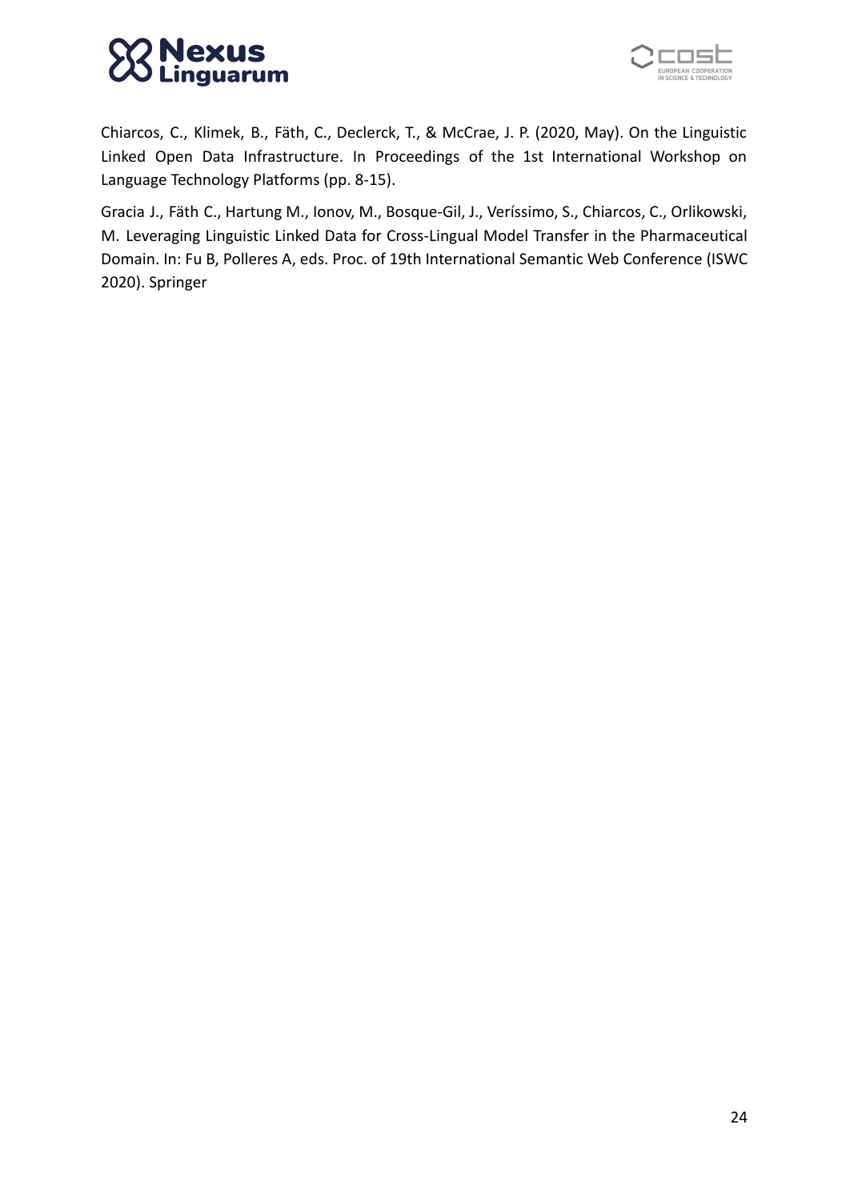Chiarcos, C., Klimek, B., Fäth, C., Declerck, T., & McCrae, J. P. (2020, May). On the Linguistic Linked Open Data Infrastructure. In Proceedings of the 1st International Workshop on Language Technology Platforms (pp. 8-15).

Gracia J., Fäth C., Hartung M., Ionov, M., Bosque-Gil, J., Veríssimo, S., Chiarcos, C., Orlikowski, M. Leveraging Linguistic Linked Data for Cross-Lingual Model Transfer in the Pharmaceutical Domain. In: Fu B, Polleres A, eds. Proc. of 19th International Semantic Web Conference (ISWC 2020). Springer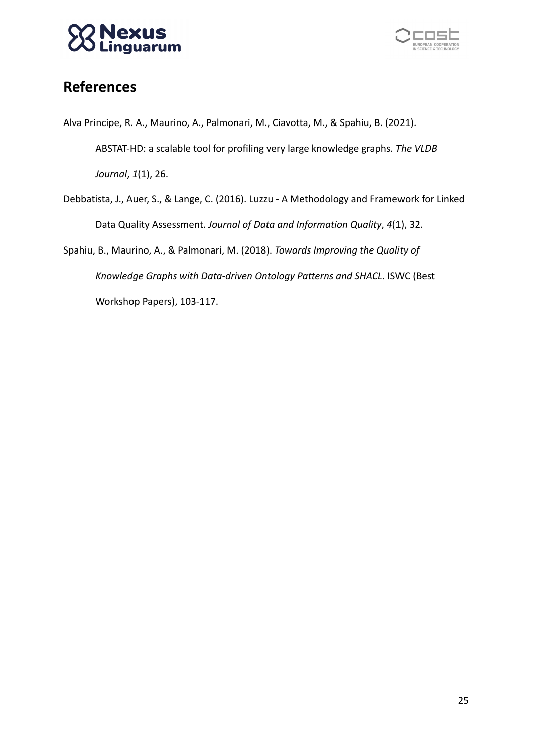## References

Alva Principe, R. A., Maurino, A., Palmonari, M., Ciavotta, M., & Spahiu, B. (2021). ABSTAT-HD: a scalable tool for profiling very large knowledge graphs. *The VLDB Journal*, *1*(1), 26.

Debbatista, J., Auer, S., & Lange, C. (2016). Luzzu - A Methodology and Framework for Linked Data Quality Assessment. *Journal of Data and Information Quality*, *4*(1), 32.

Spahiu, B., Maurino, A., & Palmonari, M. (2018). *Towards Improving the Quality of Knowledge Graphs with Data-driven Ontology Patterns and SHACL*. ISWC (Best Workshop Papers), 103-117.